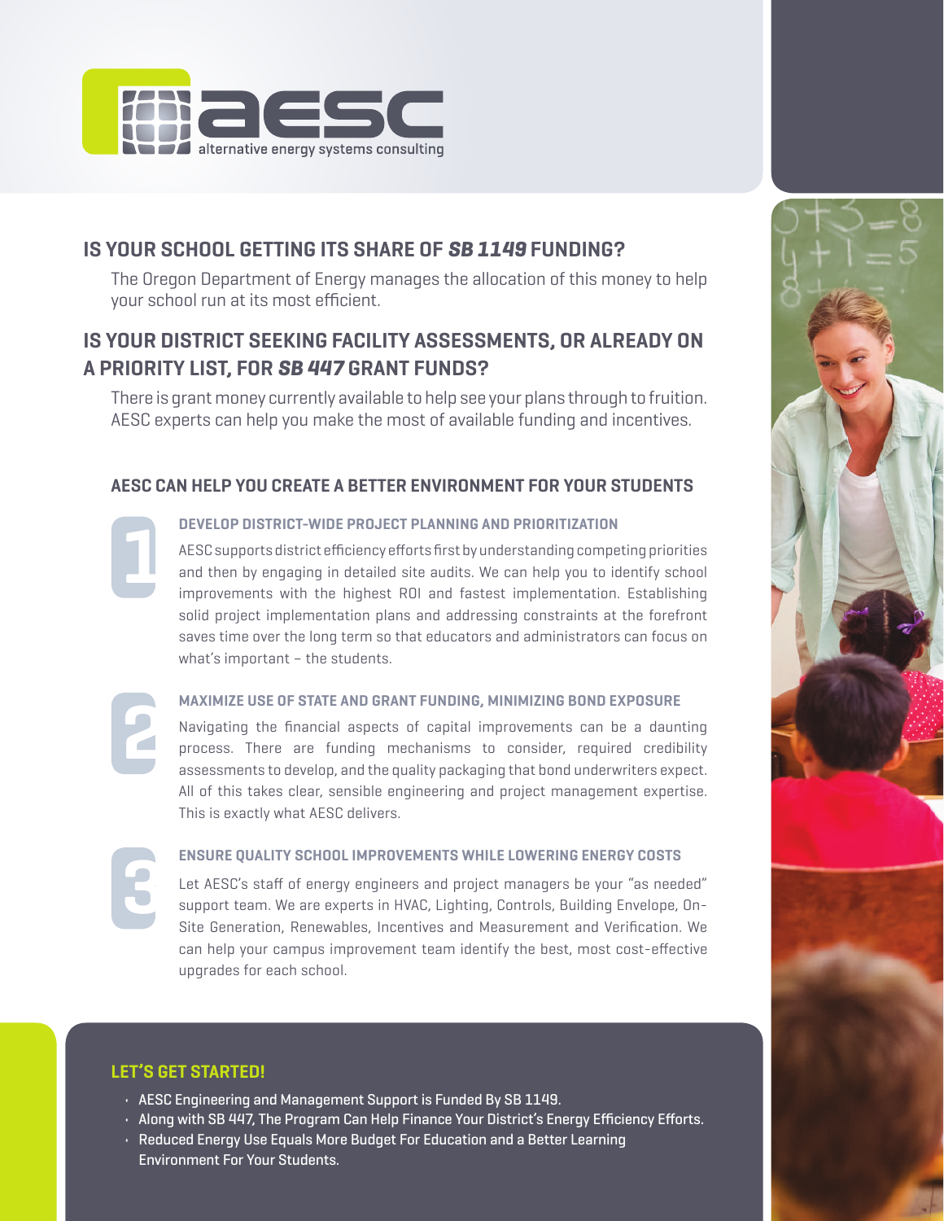aesc

alternative energy systems consulting

## IS YOUR SCHOOL GETTING ITS SHARE OF *SB 1149* FUNDING?

The Oregon Department of Energy manages the allocation of this money to help your school run at its most efficient.

## IS YOUR DISTRICT SEEKING FACILITY ASSESSMENTS, OR ALREADY ON A PRIORITY LIST, FOR *SB 447* GRANT FUNDS?

There is grant money currently available to help see your plans through to fruition. AESC experts can help you make the most of available funding and incentives.

### AESC CAN HELP YOU CREATE A BETTER ENVIRONMENT FOR YOUR STUDENTS

#### 1 DEVELOP DISTRICT-WIDE PROJECT PLANNING AND PRIORITIZATION

AESC supports district efficiency efforts first by understanding competing priorities and then by engaging in detailed site audits. We can help you to identify school improvements with the highest ROI and fastest implementation. Establishing solid project implementation plans and addressing constraints at the forefront saves time over the long term so that educators and administrators can focus on what's important – the students.

#### 2 MAXIMIZE USE OF STATE AND GRANT FUNDING, MINIMIZING BOND EXPOSURE

Navigating the financial aspects of capital improvements can be a daunting process. There are funding mechanisms to consider, required credibility assessments to develop, and the quality packaging that bond underwriters expect. All of this takes clear, sensible engineering and project management expertise. This is exactly what AESC delivers.

#### 3 ENSURE QUALITY SCHOOL IMPROVEMENTS WHILE LOWERING ENERGY COSTS

Let AESC's staff of energy engineers and project managers be your "as needed" support team. We are experts in HVAC, Lighting, Controls, Building Envelope, On-Site Generation, Renewables, Incentives and Measurement and Verification. We can help your campus improvement team identify the best, most cost-effective upgrades for each school.

### LET'S GET STARTED!

- AESC Engineering and Management Support is Funded By SB 1149.
- Along with SB 447, The Program Can Help Finance Your District's Energy Efficiency Efforts.
- Reduced Energy Use Equals More Budget For Education and a Better Learning Environment For Your Students.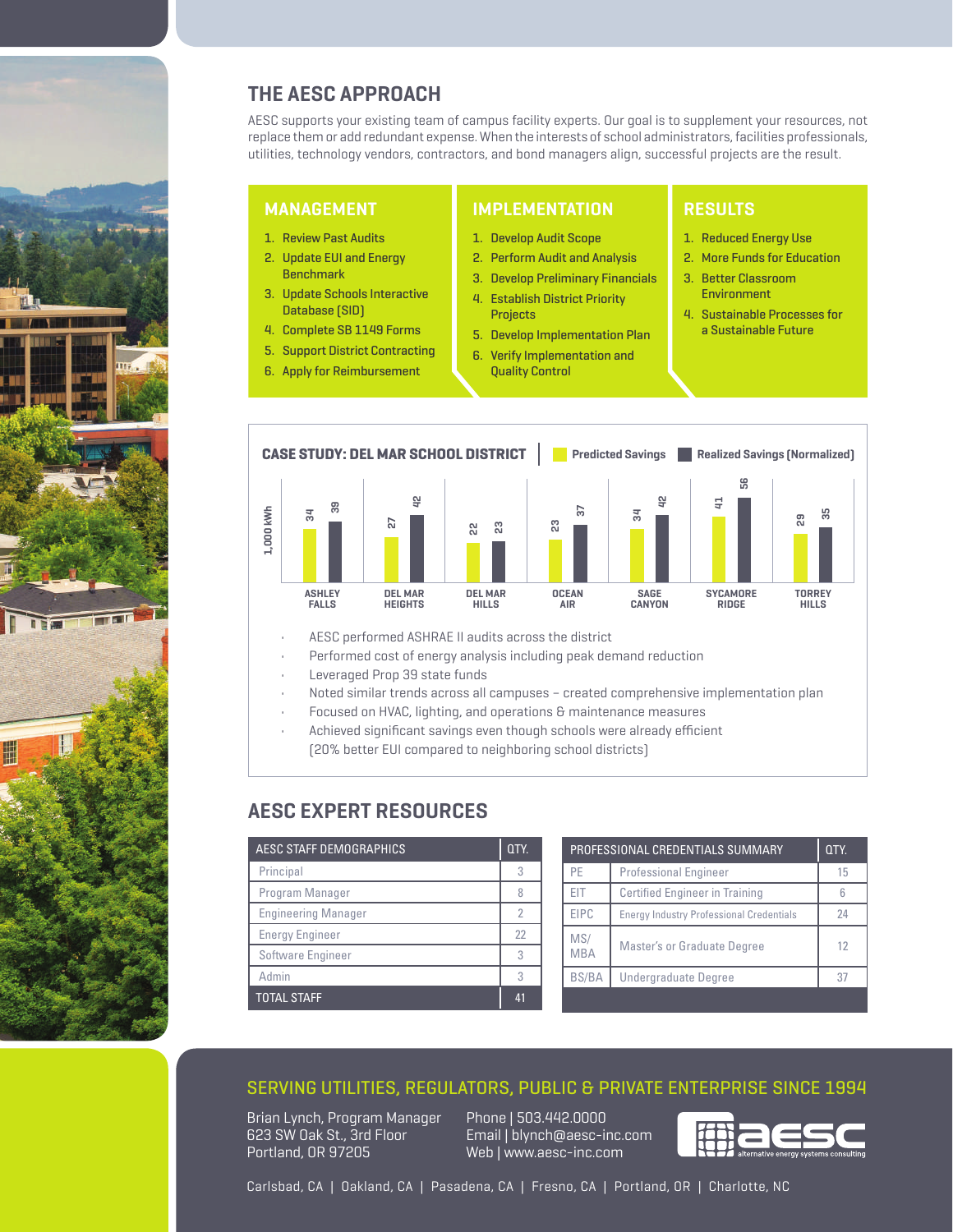## THE AESC APPROACH

AESC supports your existing team of campus facility experts. Our goal is to supplement your resources, not replace them or add redundant expense. When the interests of school administrators, facilities professionals, utilities, technology vendors, contractors, and bond managers align, successful projects are the result.

### MANAGEMENT

1. Review Past Audits
2. Update EUI and Energy Benchmark
3. Update Schools Interactive Database (SID)
4. Complete SB 1149 Forms
5. Support District Contracting
6. Apply for Reimbursement

### IMPLEMENTATION

1. Develop Audit Scope
2. Perform Audit and Analysis
3. Develop Preliminary Financials
4. Establish District Priority Projects
5. Develop Implementation Plan
6. Verify Implementation and Quality Control

### RESULTS

1. Reduced Energy Use
2. More Funds for Education
3. Better Classroom Environment
4. Sustainable Processes for a Sustainable Future

### CASE STUDY: DEL MAR SCHOOL DISTRICT

Predicted Savings | Realized Savings (Normalized)

1,000 kWh

ASHLEY FALLS: 34, 39
DEL MAR HEIGHTS: 27, 42
DEL MAR HILLS: 22, 23
OCEAN AIR: 23, 37
SAGE CANYON: 34, 42
SYCAMORE RIDGE: 41, 56
TORREY HILLS: 29, 35

- AESC performed ASHRAE II audits across the district
- Performed cost of energy analysis including peak demand reduction
- Leveraged Prop 39 state funds
- Noted similar trends across all campuses – created comprehensive implementation plan
- Focused on HVAC, lighting, and operations & maintenance measures
- Achieved significant savings even though schools were already efficient (20% better EUI compared to neighboring school districts)

## AESC EXPERT RESOURCES

| AESC STAFF DEMOGRAPHICS | QTY. |
|---|---|
| Principal | 3 |
| Program Manager | 8 |
| Engineering Manager | 2 |
| Energy Engineer | 22 |
| Software Engineer | 3 |
| Admin | 3 |
| TOTAL STAFF | 41 |

| PROFESSIONAL CREDENTIALS SUMMARY | | QTY. |
|---|---|---|
| PE | Professional Engineer | 15 |
| EIT | Certified Engineer in Training | 6 |
| EIPC | Energy Industry Professional Credentials | 24 |
| MS/ MBA | Master's or Graduate Degree | 12 |
| BS/BA | Undergraduate Degree | 37 |

### SERVING UTILITIES, REGULATORS, PUBLIC & PRIVATE ENTERPRISE SINCE 1994

Brian Lynch, Program Manager
623 SW Oak St., 3rd Floor
Portland, OR 97205

Phone | 503.442.0000
Email | blynch@aesc-inc.com
Web | www.aesc-inc.com

aesc alternative energy systems consulting

Carlsbad, CA | Oakland, CA | Pasadena, CA | Fresno, CA | Portland, OR | Charlotte, NC